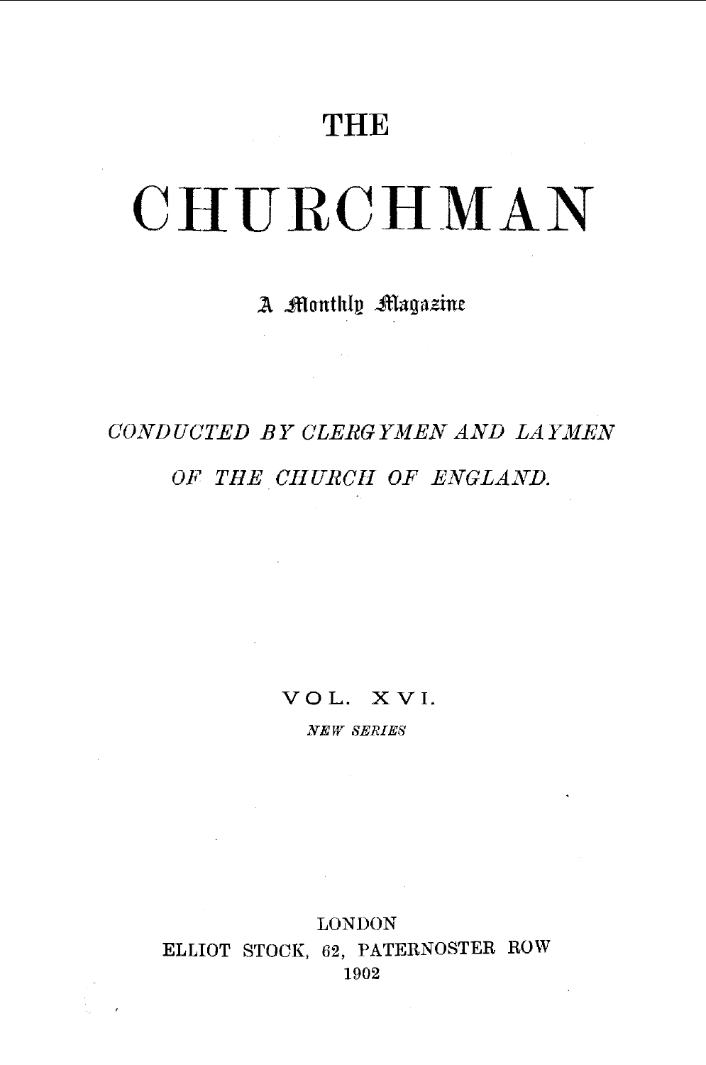# THE

# CHURCHMAN

*A Monthly Magazine*

*CONDUCTED BY CLERGYMEN AND LAYMEN OF THE CHURCH OF ENGLAND.*

VOL. XVI.

*NEW SERIES*

LONDON
ELLIOT STOCK, 62, PATERNOSTER ROW
1902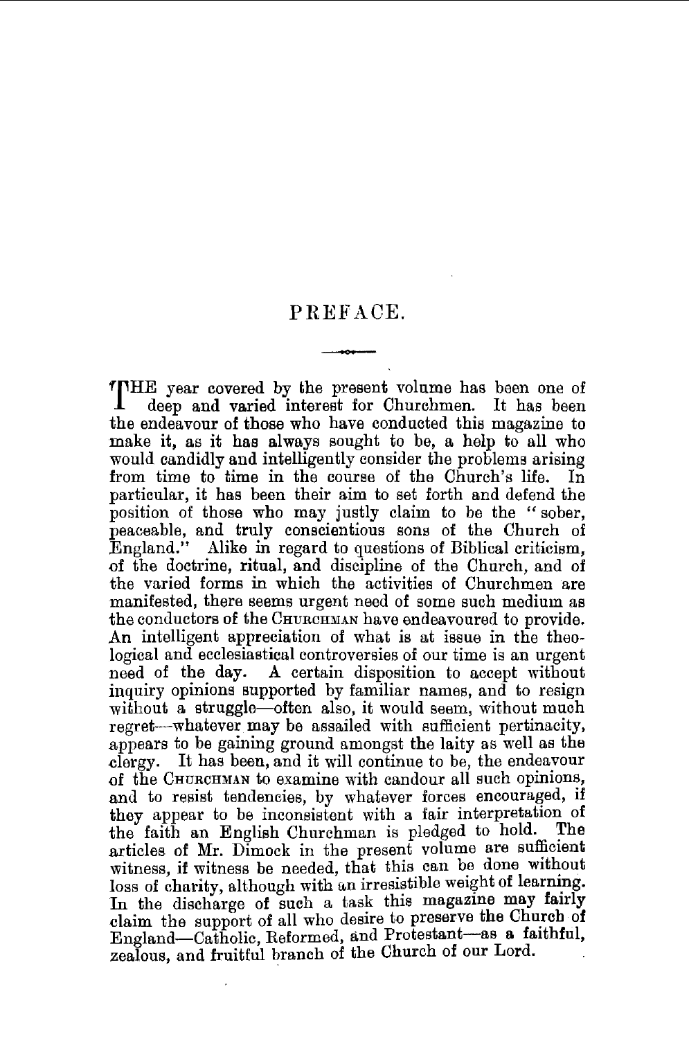# PREFACE.

THE year covered by the present volume has been one of deep and varied interest for Churchmen. It has been the endeavour of those who have conducted this magazine to make it, as it has always sought to be, a help to all who would candidly and intelligently consider the problems arising from time to time in the course of the Church's life. In particular, it has been their aim to set forth and defend the position of those who may justly claim to be the "sober, peaceable, and truly conscientious sons of the Church of England." Alike in regard to questions of Biblical criticism, of the doctrine, ritual, and discipline of the Church, and of the varied forms in which the activities of Churchmen are manifested, there seems urgent need of some such medium as the conductors of the CHURCHMAN have endeavoured to provide. An intelligent appreciation of what is at issue in the theological and ecclesiastical controversies of our time is an urgent need of the day. A certain disposition to accept without inquiry opinions supported by familiar names, and to resign without a struggle—often also, it would seem, without much regret—whatever may be assailed with sufficient pertinacity, appears to be gaining ground amongst the laity as well as the clergy. It has been, and it will continue to be, the endeavour of the CHURCHMAN to examine with candour all such opinions, and to resist tendencies, by whatever forces encouraged, if they appear to be inconsistent with a fair interpretation of the faith an English Churchman is pledged to hold. The articles of Mr. Dimock in the present volume are sufficient witness, if witness be needed, that this can be done without loss of charity, although with an irresistible weight of learning. In the discharge of such a task this magazine may fairly claim the support of all who desire to preserve the Church of England—Catholic, Reformed, and Protestant—as a faithful, zealous, and fruitful branch of the Church of our Lord.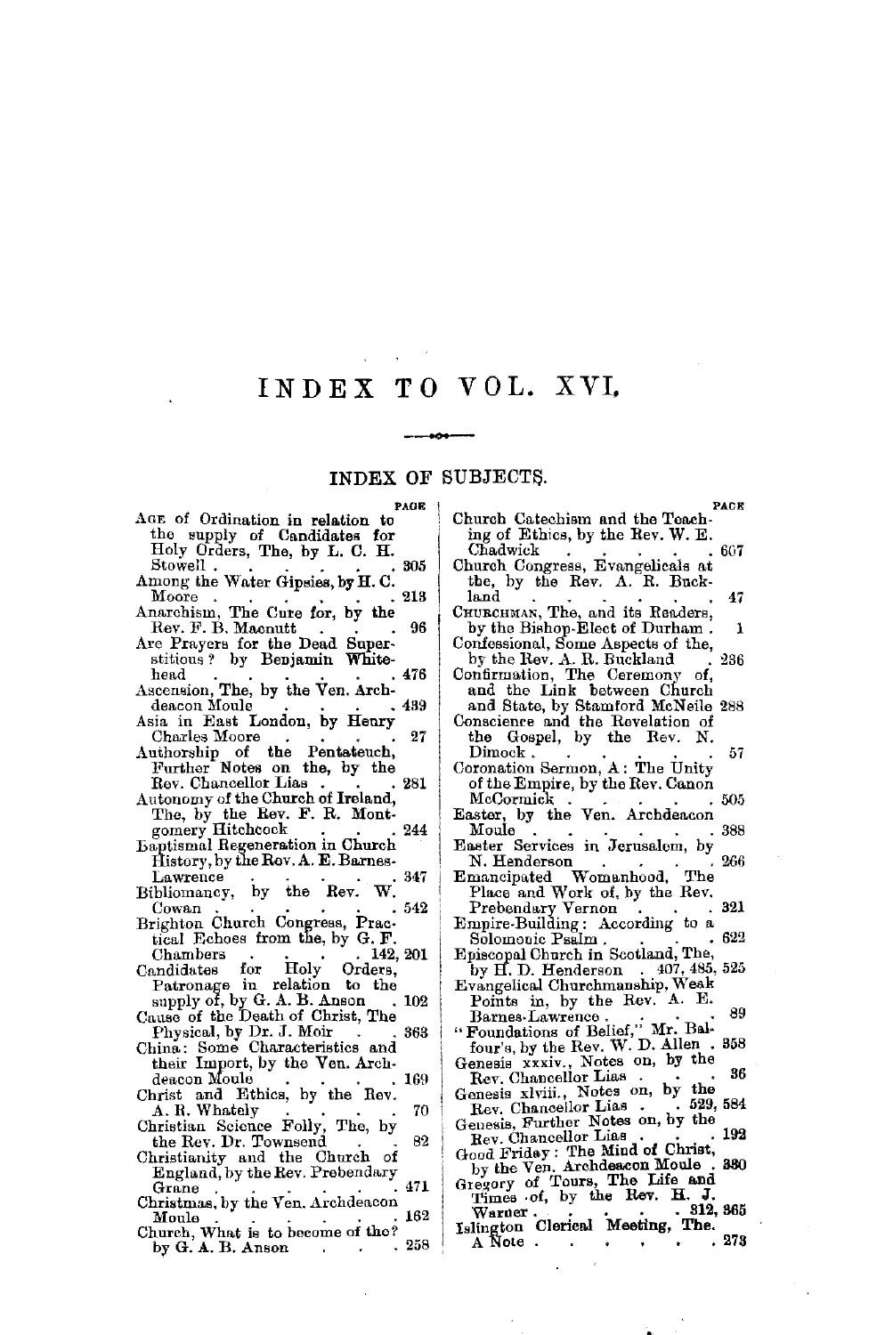# INDEX TO VOL. XVI.

## INDEX OF SUBJECTS.

PAGE

AGE of Ordination in relation to the supply of Candidates for Holy Orders, The, by L. C. H. Stowell . . . . . . . 305

Among the Water Gipsies, by H. C. Moore . . . . . . . 213

Anarchism, The Cure for, by the Rev. F. B. Macnutt . . . . 96

Are Prayers for the Dead Superstitious? by Benjamin Whitehead . . . . . . . 476

Ascension, The, by the Ven. Archdeacon Moule . . . . . 439

Asia in East London, by Henry Charles Moore . . . . . 27

Authorship of the Pentateuch, Further Notes on the, by the Rev. Chancellor Lias . . . . 281

Autonomy of the Church of Ireland, The, by the Rev. F. R. Montgomery Hitchcock . . . . 244

Baptismal Regeneration in Church History, by the Rev. A. E. Barnes-Lawrence . . . . . . 347

Bibliomancy, by the Rev. W. Cowan . . . . . . . 542

Brighton Church Congress, Practical Echoes from the, by G. F. Chambers . . . . . 142, 201

Candidates for Holy Orders, Patronage in relation to the supply of, by G. A. B. Anson . 102

Cause of the Death of Christ, The Physical, by Dr. J. Moir . . . 363

China: Some Characteristics and their Import, by the Ven. Archdeacon Moule . . . . . 169

Christ and Ethics, by the Rev. A. R. Whately . . . . . 70

Christian Science Folly, The, by the Rev. Dr. Townsend . . . 82

Christianity and the Church of England, by the Rev. Prebendary Grane . . . . . . . 471

Christmas, by the Ven. Archdeacon Moule . . . . . . . 162

Church, What is to become of the? by G. A. B. Anson . . . . 258

Church Catechism and the Teaching of Ethics, by the Rev. W. E. Chadwick . . . . . . 607

Church Congress, Evangelicals at the, by the Rev. A. R. Buckland . . . . . . . 47

CHURCHMAN, The, and its Readers, by the Bishop-Elect of Durham . 1

Confessional, Some Aspects of the, by the Rev. A. R. Buckland . 236

Confirmation, The Ceremony of, and the Link between Church and State, by Stamford McNeile 288

Conscience and the Revelation of the Gospel, by the Rev. N. Dimock . . . . . . . 57

Coronation Sermon, A: The Unity of the Empire, by the Rev. Canon McCormick . . . . . . 505

Easter, by the Ven. Archdeacon Moule . . . . . . . 388

Easter Services in Jerusalem, by N. Henderson . . . . . 266

Emancipated Womanhood, The Place and Work of, by the Rev. Prebendary Vernon . . . 321

Empire-Building: According to a Solomonic Psalm . . . . 622

Episcopal Church in Scotland, The, by H. D. Henderson . 407, 485, 525

Evangelical Churchmanship, Weak Points in, by the Rev. A. E. Barnes-Lawrence . . . . 89

"Foundations of Belief," Mr. Balfour's, by the Rev. W. D. Allen . 358

Genesis xxxiv., Notes on, by the Rev. Chancellor Lias . . . 36

Genesis xlviii., Notes on, by the Rev. Chancellor Lias . . 529, 584

Genesis, Further Notes on, by the Rev. Chancellor Lias . . . 192

Good Friday: The Mind of Christ, by the Ven. Archdeacon Moule . 380

Gregory of Tours, The Life and Times of, by the Rev. H. J. Warner . . . . . . 312, 365

Islington Clerical Meeting, The. A Note . . . . . . . 273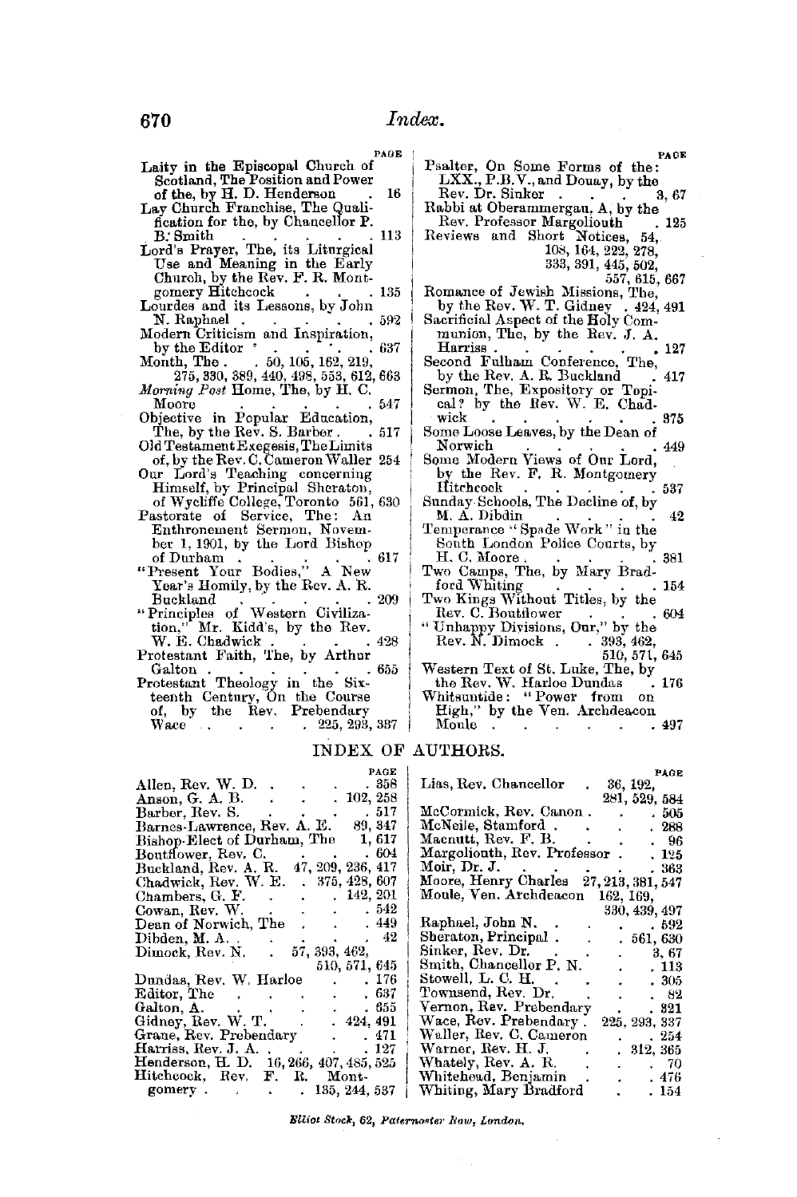# Index.

PAGE

Laity in the Episcopal Church of Scotland, The Position and Power of the, by H. D. Henderson . 16

Lay Church Franchise, The Qualification for the, by Chancellor P. B. Smith . . . . . . 113

Lord's Prayer, The, its Liturgical Use and Meaning in the Early Church, by the Rev. F. R. Montgomery Hitchcock . . . 135

Lourdes and its Lessons, by John N. Raphael . . . . . 592

Modern Criticism and Inspiration, by the Editor . . . . . 637

Month, The . 50, 105, 162, 219, 275, 330, 389, 440, 498, 553, 612, 663

*Morning Post* Home, The, by H. C. Moore . . . . . 547

Objective in Popular Education, The, by the Rev. S. Barber . . 517

Old Testament Exegesis, The Limits of, by the Rev. C. Cameron Waller 254

Our Lord's Teaching concerning Himself, by Principal Sheraton, of Wycliffe College, Toronto 561, 630

Pastorate of Service, The: An Enthronement Sermon, November 1, 1901, by the Lord Bishop of Durham . . . . . 617

"Present Your Bodies," A New Year's Homily, by the Rev. A. R. Buckland . . . . . 209

"Principles of Western Civilization," Mr. Kidd's, by the Rev. W. E. Chadwick . . . . 428

Protestant Faith, The, by Arthur Galton . . . . . . 655

Protestant Theology in the Sixteenth Century, On the Course of, by the Rev. Prebendary Wace . . . . 225, 293, 337

Psalter, On Some Forms of the: LXX., P.B.V., and Douay, by the Rev. Dr. Sinker . . . 3, 67

Rabbi at Oberammergau, A, by the Rev. Professor Margoliouth . 125

Reviews and Short Notices, 54, 108, 164, 222, 278, 333, 391, 445, 502, 557, 615, 667

Romance of Jewish Missions, The, by the Rev. W. T. Gidney . 424, 491

Sacrificial Aspect of the Holy Communion, The, by the Rev. J. A. Harriss . . . . . . 127

Second Fulham Conference, The, by the Rev. A. R. Buckland . 417

Sermon, The, Expository or Topical? by the Rev. W. E. Chadwick . . . . . . 375

Some Loose Leaves, by the Dean of Norwich . . . . . 449

Some Modern Views of Our Lord, by the Rev. F. R. Montgomery Hitchcock . . . . 537

Sunday Schools, The Decline of, by M. A. Dibdin . . . . 42

Temperance "Spade Work" in the South London Police Courts, by H. C. Moore . . . . . 381

Two Camps, The, by Mary Bradford Whiting . . . . 154

Two Kings Without Titles, by the Rev. C. Boutflower . . . 604

"Unhappy Divisions, Our," by the Rev. N. Dimock . 393, 462, 510, 571, 645

Western Text of St. Luke, The, by the Rev. W. Harloe Dundas . 176

Whitsuntide: "Power from on High," by the Ven. Archdeacon Moule . . . . . . 497

## INDEX OF AUTHORS.

PAGE

Allen, Rev. W. D. . . . . 358

Anson, G. A. B. . . . 102, 258

Barber, Rev. S. . . . . 517

Barnes-Lawrence, Rev. A. E. 89, 347

Bishop-Elect of Durham, The 1, 617

Boutflower, Rev. C. . . . 604

Buckland, Rev. A. R. 47, 209, 236, 417

Chadwick, Rev. W. E. . 375, 428, 607

Chambers, G. F. . . . 142, 201

Cowan, Rev. W. . . . . 542

Dean of Norwich, The . . . 449

Dibden, M. A. . . . . . 42

Dimock, Rev. N. . 57, 393, 462, 510, 571, 645

Dundas, Rev. W. Harloe . . 176

Editor, The . . . . . 637

Galton, A. . . . . . 655

Gidney, Rev. W. T. . . 424, 491

Grane, Rev. Prebendary . . 471

Harriss, Rev. J. A. . . . . 127

Henderson, H. D. 16, 266, 407, 485, 525

Hitchcock, Rev. F. R. Montgomery . . . 135, 244, 537

Lias, Rev. Chancellor . 36, 192, 281, 529, 584

McCormick, Rev. Canon . . . 505

McNeile, Stamford . . . . 288

Macnutt, Rev. F. B. . . . 96

Margoliouth, Rev. Professor . . 125

Moir, Dr. J. . . . . . 363

Moore, Henry Charles 27, 213, 381, 547

Moule, Ven. Archdeacon 162, 169, 330, 439, 497

Raphael, John N. . . . . 592

Sheraton, Principal . . . 561, 630

Sinker, Rev. Dr. . . . . 3, 67

Smith, Chancellor P. N. . . 113

Stowell, L. C. H. . . . . 305

Townsend, Rev. Dr. . . . 82

Vernon, Rev. Prebendary . . 321

Wace, Rev. Prebendary . 225, 293, 337

Waller, Rev. C. Cameron . . 254

Warner, Rev. H. J. . . 312, 365

Whately, Rev. A. R. . . . 70

Whitehead, Benjamin . . . 476

Whiting, Mary Bradford . . . 154

*Elliot Stock, 62, Paternoster Row, London.*